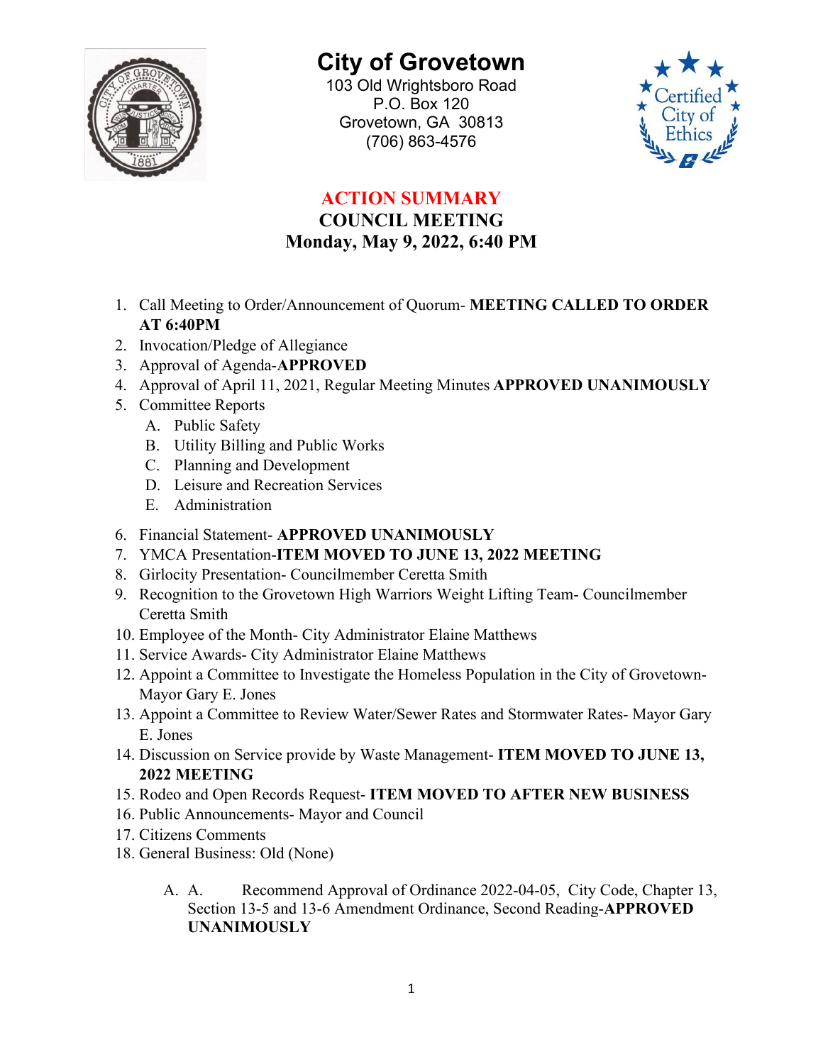# City of Grovetown

103 Old Wrightsboro Road
P.O. Box 120
Grovetown, GA 30813
(706) 863-4576

## ACTION SUMMARY

## COUNCIL MEETING

## Monday, May 9, 2022, 6:40 PM

1. Call Meeting to Order/Announcement of Quorum- **MEETING CALLED TO ORDER AT 6:40PM**
2. Invocation/Pledge of Allegiance
3. Approval of Agenda-**APPROVED**
4. Approval of April 11, 2021, Regular Meeting Minutes **APPROVED UNANIMOUSLY**
5. Committee Reports
   A. Public Safety
   B. Utility Billing and Public Works
   C. Planning and Development
   D. Leisure and Recreation Services
   E. Administration
6. Financial Statement- **APPROVED UNANIMOUSLY**
7. YMCA Presentation-**ITEM MOVED TO JUNE 13, 2022 MEETING**
8. Girlocity Presentation- Councilmember Ceretta Smith
9. Recognition to the Grovetown High Warriors Weight Lifting Team- Councilmember Ceretta Smith
10. Employee of the Month- City Administrator Elaine Matthews
11. Service Awards- City Administrator Elaine Matthews
12. Appoint a Committee to Investigate the Homeless Population in the City of Grovetown- Mayor Gary E. Jones
13. Appoint a Committee to Review Water/Sewer Rates and Stormwater Rates- Mayor Gary E. Jones
14. Discussion on Service provide by Waste Management- **ITEM MOVED TO JUNE 13, 2022 MEETING**
15. Rodeo and Open Records Request- **ITEM MOVED TO AFTER NEW BUSINESS**
16. Public Announcements- Mayor and Council
17. Citizens Comments
18. General Business: Old (None)

    A. A. Recommend Approval of Ordinance 2022-04-05, City Code, Chapter 13, Section 13-5 and 13-6 Amendment Ordinance, Second Reading-**APPROVED UNANIMOUSLY**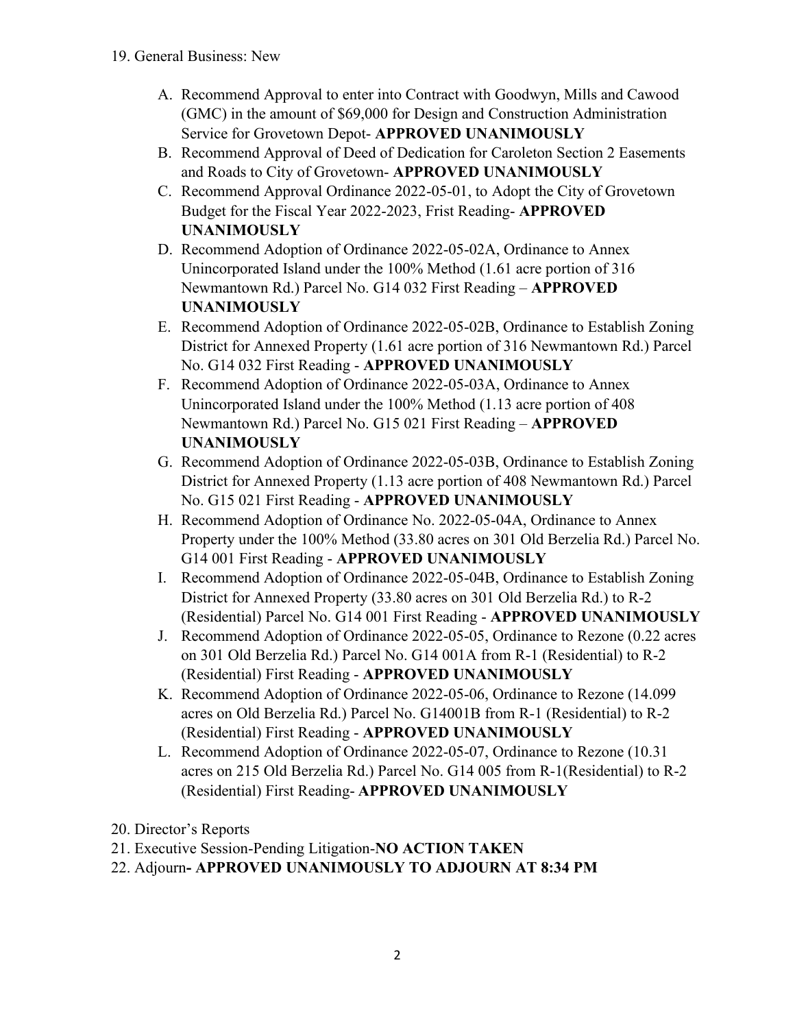19. General Business: New

   A. Recommend Approval to enter into Contract with Goodwyn, Mills and Cawood (GMC) in the amount of $69,000 for Design and Construction Administration Service for Grovetown Depot- **APPROVED UNANIMOUSLY**
   B. Recommend Approval of Deed of Dedication for Caroleton Section 2 Easements and Roads to City of Grovetown- **APPROVED UNANIMOUSLY**
   C. Recommend Approval Ordinance 2022-05-01, to Adopt the City of Grovetown Budget for the Fiscal Year 2022-2023, Frist Reading- **APPROVED UNANIMOUSLY**
   D. Recommend Adoption of Ordinance 2022-05-02A, Ordinance to Annex Unincorporated Island under the 100% Method (1.61 acre portion of 316 Newmantown Rd.) Parcel No. G14 032 First Reading – **APPROVED UNANIMOUSLY**
   E. Recommend Adoption of Ordinance 2022-05-02B, Ordinance to Establish Zoning District for Annexed Property (1.61 acre portion of 316 Newmantown Rd.) Parcel No. G14 032 First Reading - **APPROVED UNANIMOUSLY**
   F. Recommend Adoption of Ordinance 2022-05-03A, Ordinance to Annex Unincorporated Island under the 100% Method (1.13 acre portion of 408 Newmantown Rd.) Parcel No. G15 021 First Reading – **APPROVED UNANIMOUSLY**
   G. Recommend Adoption of Ordinance 2022-05-03B, Ordinance to Establish Zoning District for Annexed Property (1.13 acre portion of 408 Newmantown Rd.) Parcel No. G15 021 First Reading - **APPROVED UNANIMOUSLY**
   H. Recommend Adoption of Ordinance No. 2022-05-04A, Ordinance to Annex Property under the 100% Method (33.80 acres on 301 Old Berzelia Rd.) Parcel No. G14 001 First Reading - **APPROVED UNANIMOUSLY**
   I. Recommend Adoption of Ordinance 2022-05-04B, Ordinance to Establish Zoning District for Annexed Property (33.80 acres on 301 Old Berzelia Rd.) to R-2 (Residential) Parcel No. G14 001 First Reading - **APPROVED UNANIMOUSLY**
   J. Recommend Adoption of Ordinance 2022-05-05, Ordinance to Rezone (0.22 acres on 301 Old Berzelia Rd.) Parcel No. G14 001A from R-1 (Residential) to R-2 (Residential) First Reading - **APPROVED UNANIMOUSLY**
   K. Recommend Adoption of Ordinance 2022-05-06, Ordinance to Rezone (14.099 acres on Old Berzelia Rd.) Parcel No. G14001B from R-1 (Residential) to R-2 (Residential) First Reading - **APPROVED UNANIMOUSLY**
   L. Recommend Adoption of Ordinance 2022-05-07, Ordinance to Rezone (10.31 acres on 215 Old Berzelia Rd.) Parcel No. G14 005 from R-1(Residential) to R-2 (Residential) First Reading- **APPROVED UNANIMOUSLY**

20. Director's Reports
21. Executive Session-Pending Litigation-**NO ACTION TAKEN**
22. Adjourn**- APPROVED UNANIMOUSLY TO ADJOURN AT 8:34 PM**